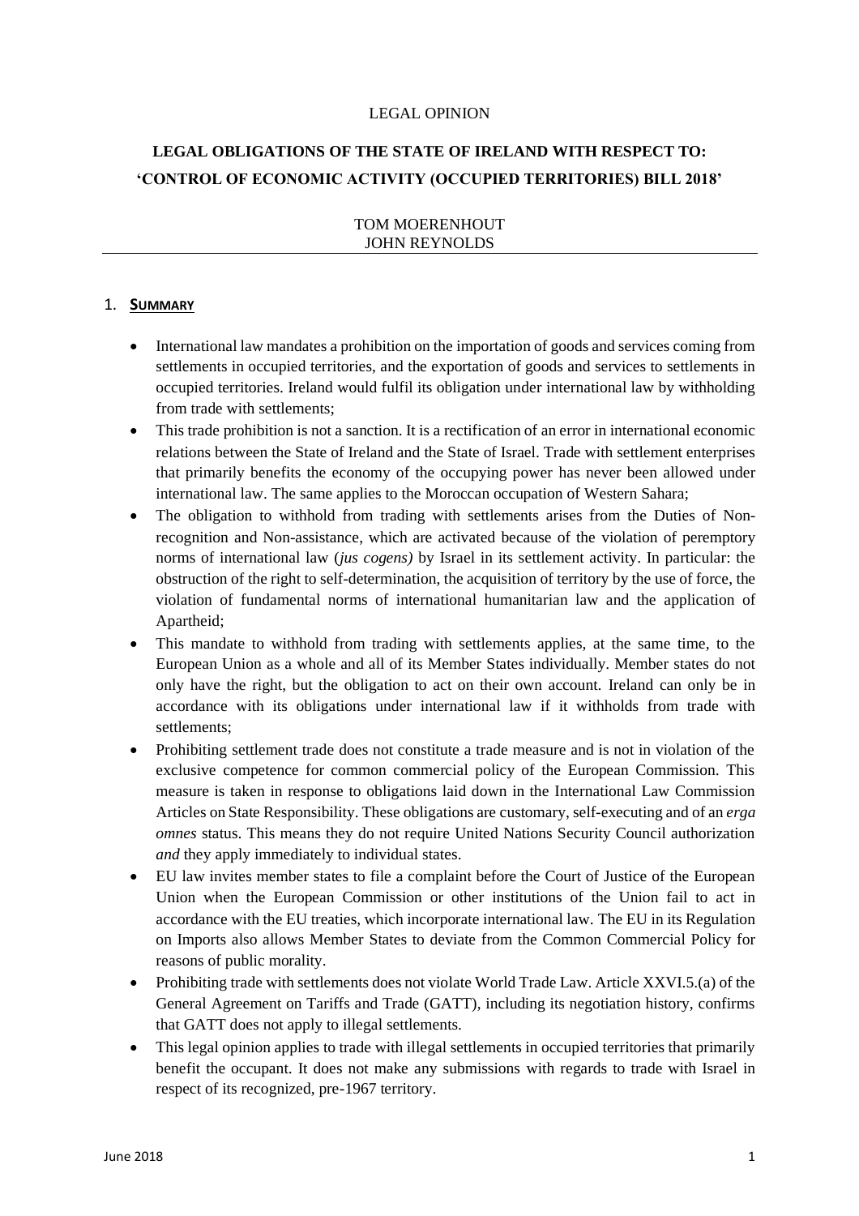LEGAL OPINION

# LEGAL OBLIGATIONS OF THE STATE OF IRELAND WITH RESPECT TO: 'CONTROL OF ECONOMIC ACTIVITY (OCCUPIED TERRITORIES) BILL 2018'

TOM MOERENHOUT
JOHN REYNOLDS

---

## 1. SUMMARY

- International law mandates a prohibition on the importation of goods and services coming from settlements in occupied territories, and the exportation of goods and services to settlements in occupied territories. Ireland would fulfil its obligation under international law by withholding from trade with settlements;
- This trade prohibition is not a sanction. It is a rectification of an error in international economic relations between the State of Ireland and the State of Israel. Trade with settlement enterprises that primarily benefits the economy of the occupying power has never been allowed under international law. The same applies to the Moroccan occupation of Western Sahara;
- The obligation to withhold from trading with settlements arises from the Duties of Non-recognition and Non-assistance, which are activated because of the violation of peremptory norms of international law (*jus cogens)* by Israel in its settlement activity. In particular: the obstruction of the right to self-determination, the acquisition of territory by the use of force, the violation of fundamental norms of international humanitarian law and the application of Apartheid;
- This mandate to withhold from trading with settlements applies, at the same time, to the European Union as a whole and all of its Member States individually. Member states do not only have the right, but the obligation to act on their own account. Ireland can only be in accordance with its obligations under international law if it withholds from trade with settlements;
- Prohibiting settlement trade does not constitute a trade measure and is not in violation of the exclusive competence for common commercial policy of the European Commission. This measure is taken in response to obligations laid down in the International Law Commission Articles on State Responsibility. These obligations are customary, self-executing and of an *erga omnes* status. This means they do not require United Nations Security Council authorization *and* they apply immediately to individual states.
- EU law invites member states to file a complaint before the Court of Justice of the European Union when the European Commission or other institutions of the Union fail to act in accordance with the EU treaties, which incorporate international law. The EU in its Regulation on Imports also allows Member States to deviate from the Common Commercial Policy for reasons of public morality.
- Prohibiting trade with settlements does not violate World Trade Law. Article XXVI.5.(a) of the General Agreement on Tariffs and Trade (GATT), including its negotiation history, confirms that GATT does not apply to illegal settlements.
- This legal opinion applies to trade with illegal settlements in occupied territories that primarily benefit the occupant. It does not make any submissions with regards to trade with Israel in respect of its recognized, pre-1967 territory.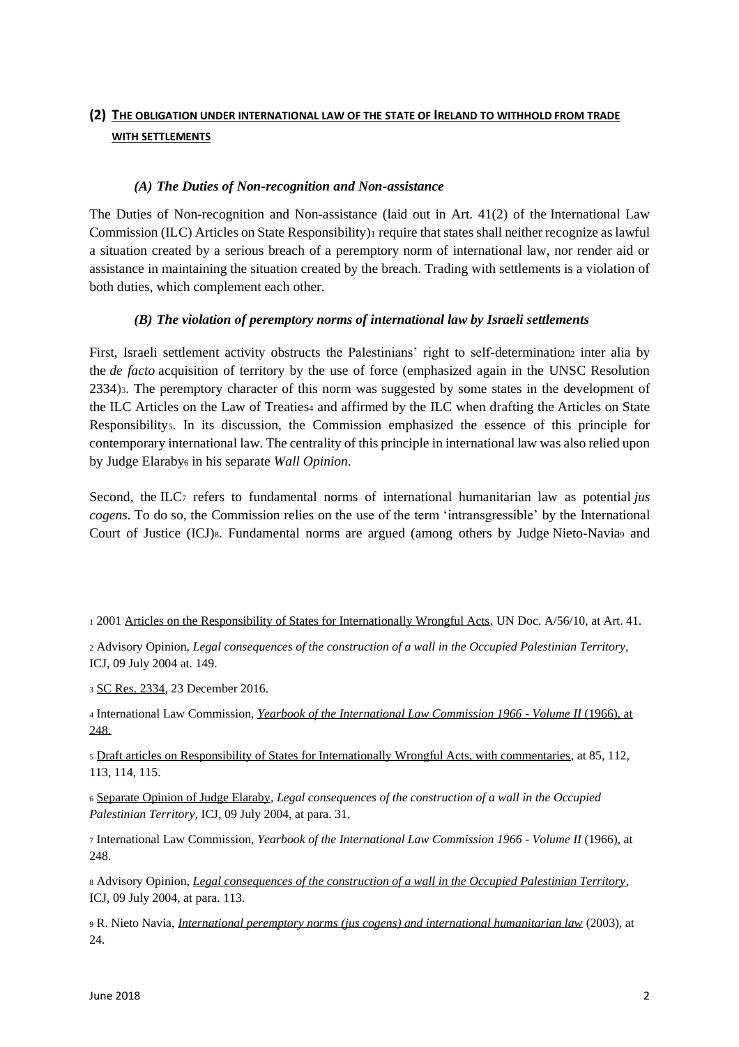## (2) THE OBLIGATION UNDER INTERNATIONAL LAW OF THE STATE OF IRELAND TO WITHHOLD FROM TRADE WITH SETTLEMENTS

### *(A) The Duties of Non-recognition and Non-assistance*

The Duties of Non-recognition and Non-assistance (laid out in Art. 41(2) of the International Law Commission (ILC) Articles on State Responsibility)[1] require that states shall neither recognize as lawful a situation created by a serious breach of a peremptory norm of international law, nor render aid or assistance in maintaining the situation created by the breach. Trading with settlements is a violation of both duties, which complement each other.

### *(B) The violation of peremptory norms of international law by Israeli settlements*

First, Israeli settlement activity obstructs the Palestinians' right to self-determination[2] inter alia by the *de facto* acquisition of territory by the use of force (emphasized again in the UNSC Resolution 2334)[3]. The peremptory character of this norm was suggested by some states in the development of the ILC Articles on the Law of Treaties[4] and affirmed by the ILC when drafting the Articles on State Responsibility[5]. In its discussion, the Commission emphasized the essence of this principle for contemporary international law. The centrality of this principle in international law was also relied upon by Judge Elaraby[6] in his separate *Wall Opinion.*

Second, the ILC[7] refers to fundamental norms of international humanitarian law as potential *jus cogens.* To do so, the Commission relies on the use of the term 'intransgressible' by the International Court of Justice (ICJ)[8]. Fundamental norms are argued (among others by Judge Nieto-Navia[9] and

---

[1] 2001 Articles on the Responsibility of States for Internationally Wrongful Acts, UN Doc. A/56/10, at Art. 41.

[2] Advisory Opinion, *Legal consequences of the construction of a wall in the Occupied Palestinian Territory*, ICJ, 09 July 2004 at. 149.

[3] SC Res. 2334, 23 December 2016.

[4] International Law Commission, *Yearbook of the International Law Commission 1966 - Volume II* (1966), at 248.

[5] Draft articles on Responsibility of States for Internationally Wrongful Acts, with commentaries, at 85, 112, 113, 114, 115.

[6] Separate Opinion of Judge Elaraby, *Legal consequences of the construction of a wall in the Occupied Palestinian Territory*, ICJ, 09 July 2004, at para. 31.

[7] International Law Commission, *Yearbook of the International Law Commission 1966 - Volume II* (1966), at 248.

[8] Advisory Opinion, *Legal consequences of the construction of a wall in the Occupied Palestinian Territory*, ICJ, 09 July 2004, at para. 113.

[9] R. Nieto Navia, *International peremptory norms (jus cogens) and international humanitarian law* (2003), at 24.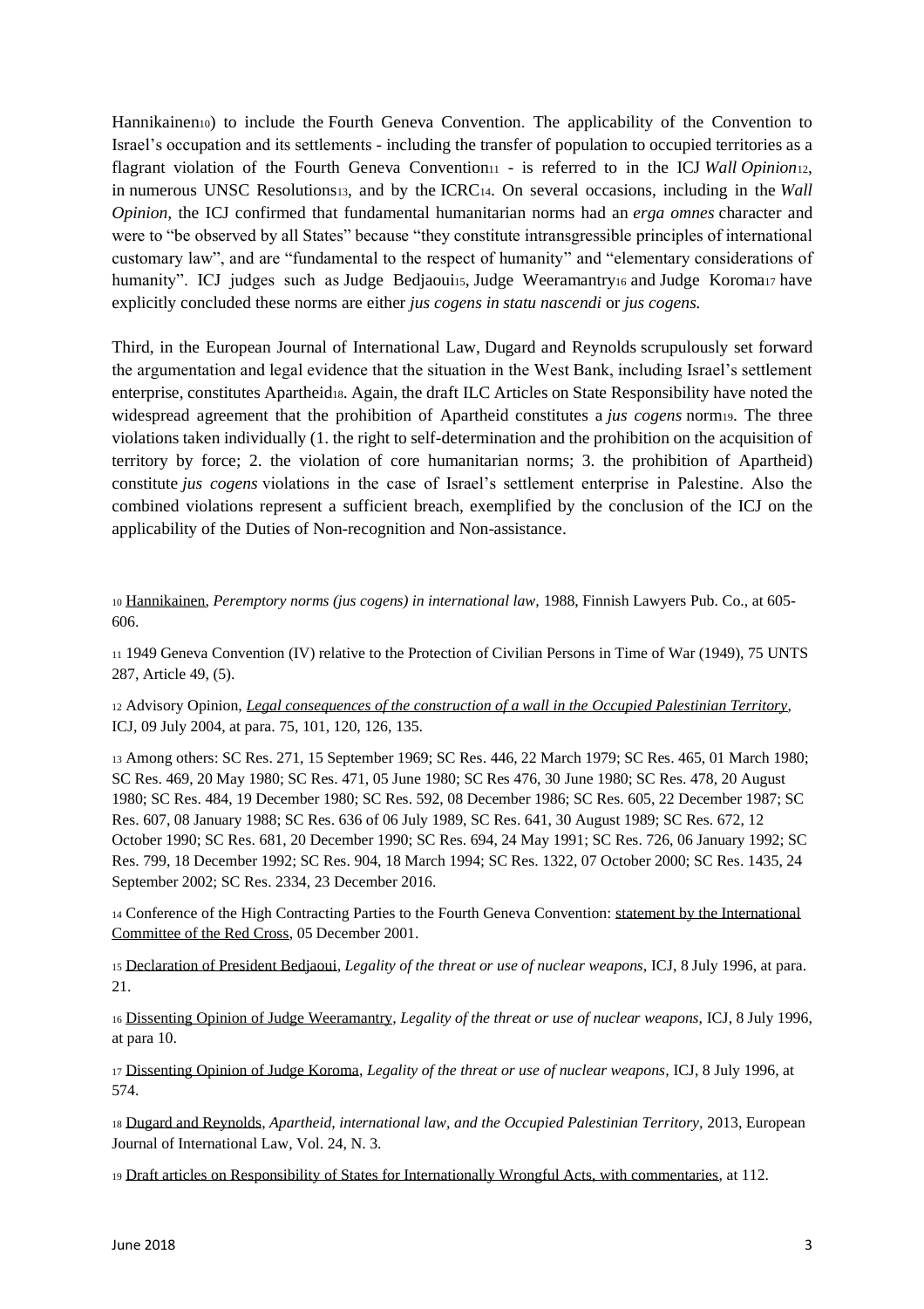Hannikainen[10]) to include the Fourth Geneva Convention. The applicability of the Convention to Israel's occupation and its settlements - including the transfer of population to occupied territories as a flagrant violation of the Fourth Geneva Convention[11] - is referred to in the ICJ *Wall Opinion*[12], in numerous UNSC Resolutions[13], and by the ICRC[14]. On several occasions, including in the *Wall Opinion*, the ICJ confirmed that fundamental humanitarian norms had an *erga omnes* character and were to "be observed by all States" because "they constitute intransgressible principles of international customary law", and are "fundamental to the respect of humanity" and "elementary considerations of humanity". ICJ judges such as Judge Bedjaoui[15], Judge Weeramantry[16] and Judge Koroma[17] have explicitly concluded these norms are either *jus cogens in statu nascendi* or *jus cogens.*

Third, in the European Journal of International Law, Dugard and Reynolds scrupulously set forward the argumentation and legal evidence that the situation in the West Bank, including Israel's settlement enterprise, constitutes Apartheid[18]. Again, the draft ILC Articles on State Responsibility have noted the widespread agreement that the prohibition of Apartheid constitutes a *jus cogens* norm[19]. The three violations taken individually (1. the right to self-determination and the prohibition on the acquisition of territory by force; 2. the violation of core humanitarian norms; 3. the prohibition of Apartheid) constitute *jus cogens* violations in the case of Israel's settlement enterprise in Palestine. Also the combined violations represent a sufficient breach, exemplified by the conclusion of the ICJ on the applicability of the Duties of Non-recognition and Non-assistance.

[10] Hannikainen, *Peremptory norms (jus cogens) in international law,* 1988, Finnish Lawyers Pub. Co., at 605-606.

[11] 1949 Geneva Convention (IV) relative to the Protection of Civilian Persons in Time of War (1949), 75 UNTS 287, Article 49, (5).

[12] Advisory Opinion, *Legal consequences of the construction of a wall in the Occupied Palestinian Territory*, ICJ, 09 July 2004, at para. 75, 101, 120, 126, 135.

[13] Among others: SC Res. 271, 15 September 1969; SC Res. 446, 22 March 1979; SC Res. 465, 01 March 1980; SC Res. 469, 20 May 1980; SC Res. 471, 05 June 1980; SC Res 476, 30 June 1980; SC Res. 478, 20 August 1980; SC Res. 484, 19 December 1980; SC Res. 592, 08 December 1986; SC Res. 605, 22 December 1987; SC Res. 607, 08 January 1988; SC Res. 636 of 06 July 1989, SC Res. 641, 30 August 1989; SC Res. 672, 12 October 1990; SC Res. 681, 20 December 1990; SC Res. 694, 24 May 1991; SC Res. 726, 06 January 1992; SC Res. 799, 18 December 1992; SC Res. 904, 18 March 1994; SC Res. 1322, 07 October 2000; SC Res. 1435, 24 September 2002; SC Res. 2334, 23 December 2016.

[14] Conference of the High Contracting Parties to the Fourth Geneva Convention: statement by the International Committee of the Red Cross, 05 December 2001.

[15] Declaration of President Bedjaoui, *Legality of the threat or use of nuclear weapons*, ICJ, 8 July 1996, at para. 21.

[16] Dissenting Opinion of Judge Weeramantry, *Legality of the threat or use of nuclear weapons,* ICJ, 8 July 1996, at para 10.

[17] Dissenting Opinion of Judge Koroma, *Legality of the threat or use of nuclear weapons*, ICJ, 8 July 1996, at 574.

[18] Dugard and Reynolds, *Apartheid, international law, and the Occupied Palestinian Territory,* 2013, European Journal of International Law, Vol. 24, N. 3.

[19] Draft articles on Responsibility of States for Internationally Wrongful Acts, with commentaries, at 112.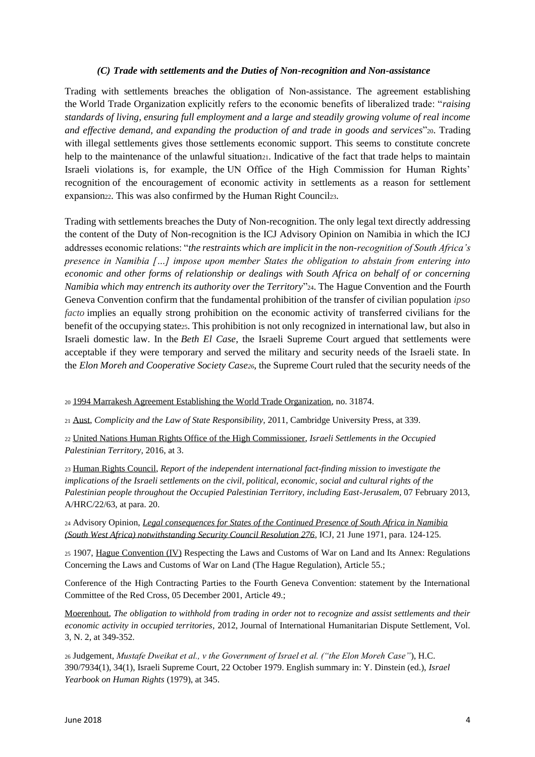### *(C) Trade with settlements and the Duties of Non-recognition and Non-assistance*

Trading with settlements breaches the obligation of Non-assistance. The agreement establishing the World Trade Organization explicitly refers to the economic benefits of liberalized trade: "*raising standards of living, ensuring full employment and a large and steadily growing volume of real income and effective demand, and expanding the production of and trade in goods and services*"[20]. Trading with illegal settlements gives those settlements economic support. This seems to constitute concrete help to the maintenance of the unlawful situation[21]. Indicative of the fact that trade helps to maintain Israeli violations is, for example, the UN Office of the High Commission for Human Rights' recognition of the encouragement of economic activity in settlements as a reason for settlement expansion[22]. This was also confirmed by the Human Right Council[23].

Trading with settlements breaches the Duty of Non-recognition. The only legal text directly addressing the content of the Duty of Non-recognition is the ICJ Advisory Opinion on Namibia in which the ICJ addresses economic relations: "*the restraints which are implicit in the non-recognition of South Africa's presence in Namibia […] impose upon member States the obligation to abstain from entering into economic and other forms of relationship or dealings with South Africa on behalf of or concerning Namibia which may entrench its authority over the Territory*"[24]. The Hague Convention and the Fourth Geneva Convention confirm that the fundamental prohibition of the transfer of civilian population *ipso facto* implies an equally strong prohibition on the economic activity of transferred civilians for the benefit of the occupying state[25]. This prohibition is not only recognized in international law, but also in Israeli domestic law. In the *Beth El Case*, the Israeli Supreme Court argued that settlements were acceptable if they were temporary and served the military and security needs of the Israeli state. In the *Elon Moreh and Cooperative Society Case*[26], the Supreme Court ruled that the security needs of the

---

[20] 1994 Marrakesh Agreement Establishing the World Trade Organization, no. 31874.

[21] Aust, *Complicity and the Law of State Responsibility*, 2011, Cambridge University Press, at 339.

[22] United Nations Human Rights Office of the High Commissioner, *Israeli Settlements in the Occupied Palestinian Territory*, 2016, at 3.

[23] Human Rights Council, *Report of the independent international fact-finding mission to investigate the implications of the Israeli settlements on the civil, political, economic, social and cultural rights of the Palestinian people throughout the Occupied Palestinian Territory, including East-Jerusalem*, 07 February 2013, A/HRC/22/63, at para. 20.

[24] Advisory Opinion, *Legal consequences for States of the Continued Presence of South Africa in Namibia (South West Africa) notwithstanding Security Council Resolution 276*, ICJ, 21 June 1971, para. 124-125.

[25] 1907, Hague Convention (IV) Respecting the Laws and Customs of War on Land and Its Annex: Regulations Concerning the Laws and Customs of War on Land (The Hague Regulation), Article 55.;

Conference of the High Contracting Parties to the Fourth Geneva Convention: statement by the International Committee of the Red Cross, 05 December 2001, Article 49.;

Moerenhout, *The obligation to withhold from trading in order not to recognize and assist settlements and their economic activity in occupied territories*, 2012, Journal of International Humanitarian Dispute Settlement, Vol. 3, N. 2, at 349-352.

[26] Judgement, *Mustafe Dweikat et al., v the Government of Israel et al. ("the Elon Moreh Case")*, H.C. 390/7934(1), 34(1), Israeli Supreme Court, 22 October 1979. English summary in: Y. Dinstein (ed.), *Israel Yearbook on Human Rights* (1979), at 345.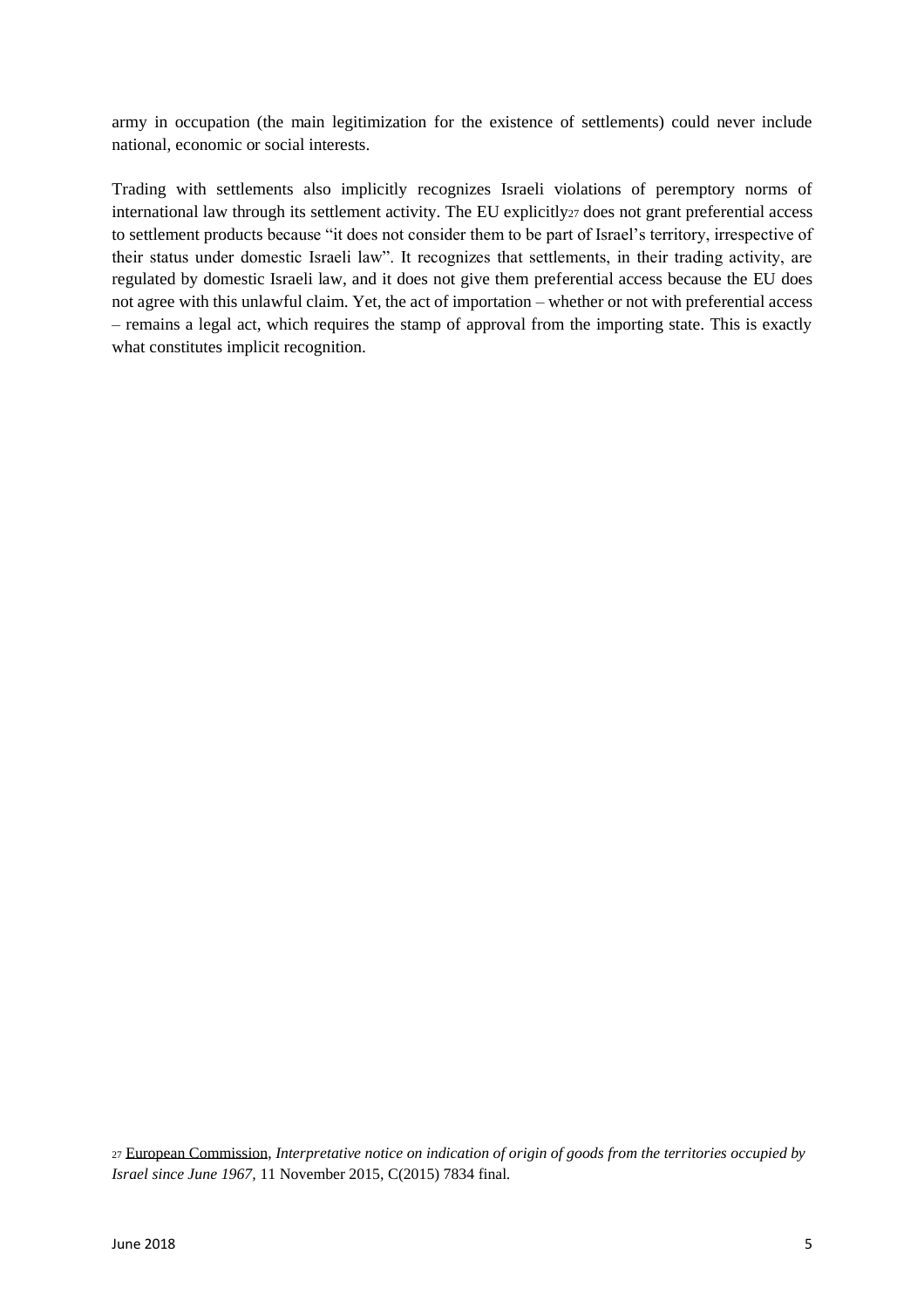army in occupation (the main legitimization for the existence of settlements) could never include national, economic or social interests.

Trading with settlements also implicitly recognizes Israeli violations of peremptory norms of international law through its settlement activity. The EU explicitly[27] does not grant preferential access to settlement products because "it does not consider them to be part of Israel's territory, irrespective of their status under domestic Israeli law". It recognizes that settlements, in their trading activity, are regulated by domestic Israeli law, and it does not give them preferential access because the EU does not agree with this unlawful claim. Yet, the act of importation – whether or not with preferential access – remains a legal act, which requires the stamp of approval from the importing state. This is exactly what constitutes implicit recognition.

[27] European Commission, *Interpretative notice on indication of origin of goods from the territories occupied by Israel since June 1967*, 11 November 2015, C(2015) 7834 final.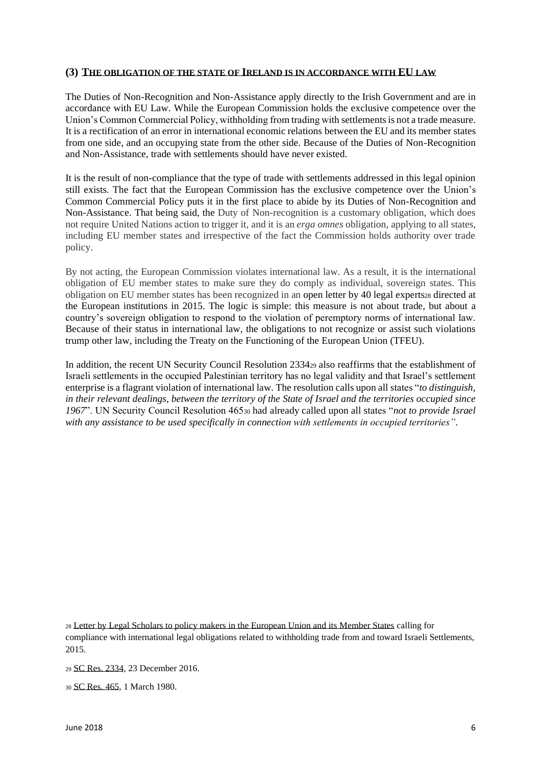## (3) THE OBLIGATION OF THE STATE OF IRELAND IS IN ACCORDANCE WITH EU LAW

The Duties of Non-Recognition and Non-Assistance apply directly to the Irish Government and are in accordance with EU Law. While the European Commission holds the exclusive competence over the Union's Common Commercial Policy, withholding from trading with settlements is not a trade measure. It is a rectification of an error in international economic relations between the EU and its member states from one side, and an occupying state from the other side. Because of the Duties of Non-Recognition and Non-Assistance, trade with settlements should have never existed.

It is the result of non-compliance that the type of trade with settlements addressed in this legal opinion still exists. The fact that the European Commission has the exclusive competence over the Union's Common Commercial Policy puts it in the first place to abide by its Duties of Non-Recognition and Non-Assistance. That being said, the Duty of Non-recognition is a customary obligation, which does not require United Nations action to trigger it, and it is an *erga omnes* obligation, applying to all states, including EU member states and irrespective of the fact the Commission holds authority over trade policy.

By not acting, the European Commission violates international law. As a result, it is the international obligation of EU member states to make sure they do comply as individual, sovereign states. This obligation on EU member states has been recognized in an open letter by 40 legal experts[28] directed at the European institutions in 2015. The logic is simple: this measure is not about trade, but about a country's sovereign obligation to respond to the violation of peremptory norms of international law. Because of their status in international law, the obligations to not recognize or assist such violations trump other law, including the Treaty on the Functioning of the European Union (TFEU).

In addition, the recent UN Security Council Resolution 2334[29] also reaffirms that the establishment of Israeli settlements in the occupied Palestinian territory has no legal validity and that Israel's settlement enterprise is a flagrant violation of international law. The resolution calls upon all states "*to distinguish, in their relevant dealings, between the territory of the State of Israel and the territories occupied since 1967*". UN Security Council Resolution 465[30] had already called upon all states "*not to provide Israel with any assistance to be used specifically in connection with settlements in occupied territories"*.

---

[28] Letter by Legal Scholars to policy makers in the European Union and its Member States calling for compliance with international legal obligations related to withholding trade from and toward Israeli Settlements, 2015.

[29] SC Res. 2334, 23 December 2016.

[30] SC Res. 465, 1 March 1980.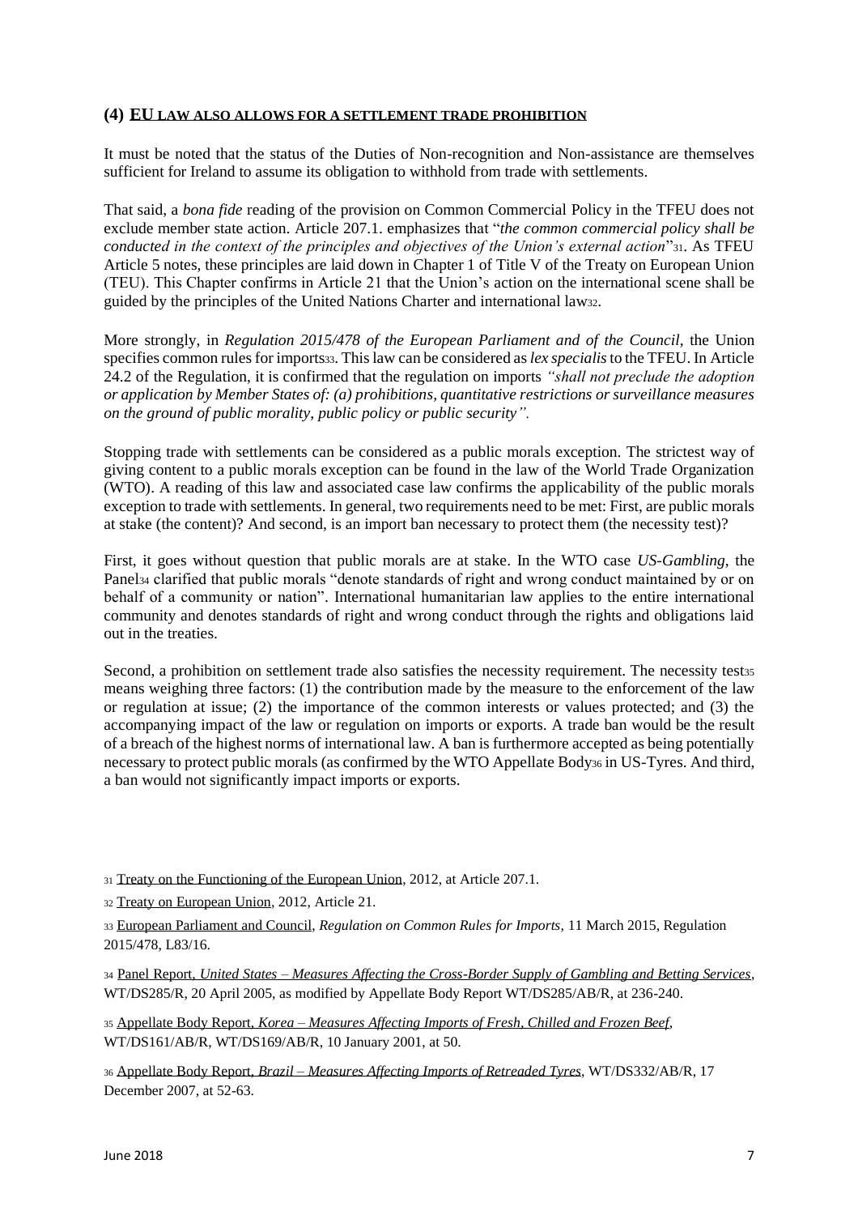## (4) EU LAW ALSO ALLOWS FOR A SETTLEMENT TRADE PROHIBITION

It must be noted that the status of the Duties of Non-recognition and Non-assistance are themselves sufficient for Ireland to assume its obligation to withhold from trade with settlements.

That said, a *bona fide* reading of the provision on Common Commercial Policy in the TFEU does not exclude member state action. Article 207.1. emphasizes that "*the common commercial policy shall be conducted in the context of the principles and objectives of the Union's external action*"[31]. As TFEU Article 5 notes, these principles are laid down in Chapter 1 of Title V of the Treaty on European Union (TEU). This Chapter confirms in Article 21 that the Union's action on the international scene shall be guided by the principles of the United Nations Charter and international law[32].

More strongly, in *Regulation 2015/478 of the European Parliament and of the Council*, the Union specifies common rules for imports[33]. This law can be considered as *lex specialis* to the TFEU. In Article 24.2 of the Regulation, it is confirmed that the regulation on imports *"shall not preclude the adoption or application by Member States of: (a) prohibitions, quantitative restrictions or surveillance measures on the ground of public morality, public policy or public security".*

Stopping trade with settlements can be considered as a public morals exception. The strictest way of giving content to a public morals exception can be found in the law of the World Trade Organization (WTO). A reading of this law and associated case law confirms the applicability of the public morals exception to trade with settlements. In general, two requirements need to be met: First, are public morals at stake (the content)? And second, is an import ban necessary to protect them (the necessity test)?

First, it goes without question that public morals are at stake. In the WTO case *US-Gambling*, the Panel[34] clarified that public morals "denote standards of right and wrong conduct maintained by or on behalf of a community or nation". International humanitarian law applies to the entire international community and denotes standards of right and wrong conduct through the rights and obligations laid out in the treaties.

Second, a prohibition on settlement trade also satisfies the necessity requirement. The necessity test[35] means weighing three factors: (1) the contribution made by the measure to the enforcement of the law or regulation at issue; (2) the importance of the common interests or values protected; and (3) the accompanying impact of the law or regulation on imports or exports. A trade ban would be the result of a breach of the highest norms of international law. A ban is furthermore accepted as being potentially necessary to protect public morals (as confirmed by the WTO Appellate Body[36] in US-Tyres. And third, a ban would not significantly impact imports or exports.

---

[31] Treaty on the Functioning of the European Union, 2012, at Article 207.1.

[32] Treaty on European Union, 2012, Article 21.

[33] European Parliament and Council, *Regulation on Common Rules for Imports*, 11 March 2015, Regulation 2015/478, L83/16.

[34] Panel Report, *United States – Measures Affecting the Cross-Border Supply of Gambling and Betting Services*, WT/DS285/R, 20 April 2005, as modified by Appellate Body Report WT/DS285/AB/R, at 236-240.

[35] Appellate Body Report, *Korea – Measures Affecting Imports of Fresh, Chilled and Frozen Beef*, WT/DS161/AB/R, WT/DS169/AB/R, 10 January 2001, at 50.

[36] Appellate Body Report, *Brazil – Measures Affecting Imports of Retreaded Tyres*, WT/DS332/AB/R, 17 December 2007, at 52-63.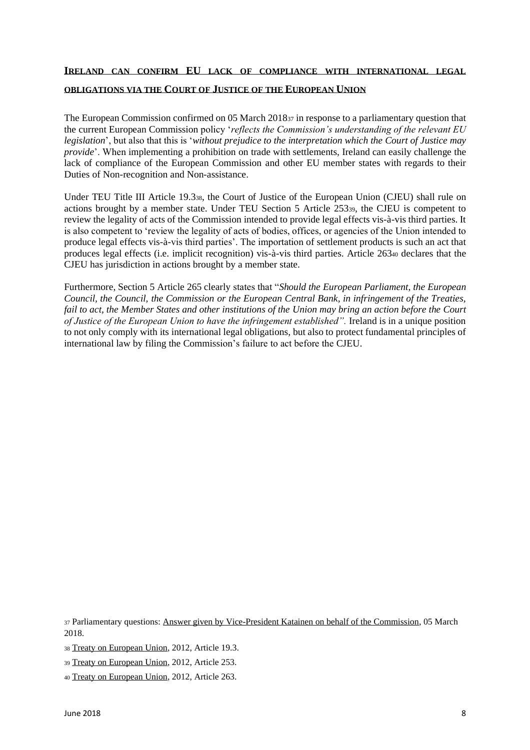## IRELAND CAN CONFIRM EU LACK OF COMPLIANCE WITH INTERNATIONAL LEGAL OBLIGATIONS VIA THE COURT OF JUSTICE OF THE EUROPEAN UNION

The European Commission confirmed on 05 March 2018[37] in response to a parliamentary question that the current European Commission policy '*reflects the Commission's understanding of the relevant EU legislation*', but also that this is '*without prejudice to the interpretation which the Court of Justice may provide*'. When implementing a prohibition on trade with settlements, Ireland can easily challenge the lack of compliance of the European Commission and other EU member states with regards to their Duties of Non-recognition and Non-assistance.

Under TEU Title III Article 19.3[38], the Court of Justice of the European Union (CJEU) shall rule on actions brought by a member state. Under TEU Section 5 Article 253[39], the CJEU is competent to review the legality of acts of the Commission intended to provide legal effects vis-à-vis third parties. It is also competent to 'review the legality of acts of bodies, offices, or agencies of the Union intended to produce legal effects vis-à-vis third parties'. The importation of settlement products is such an act that produces legal effects (i.e. implicit recognition) vis-à-vis third parties. Article 263[40] declares that the CJEU has jurisdiction in actions brought by a member state.

Furthermore, Section 5 Article 265 clearly states that "*Should the European Parliament, the European Council, the Council, the Commission or the European Central Bank, in infringement of the Treaties, fail to act, the Member States and other institutions of the Union may bring an action before the Court of Justice of the European Union to have the infringement established".* Ireland is in a unique position to not only comply with its international legal obligations, but also to protect fundamental principles of international law by filing the Commission's failure to act before the CJEU.

[37] Parliamentary questions: Answer given by Vice-President Katainen on behalf of the Commission, 05 March 2018.

[38] Treaty on European Union, 2012, Article 19.3.

[39] Treaty on European Union, 2012, Article 253.

[40] Treaty on European Union, 2012, Article 263.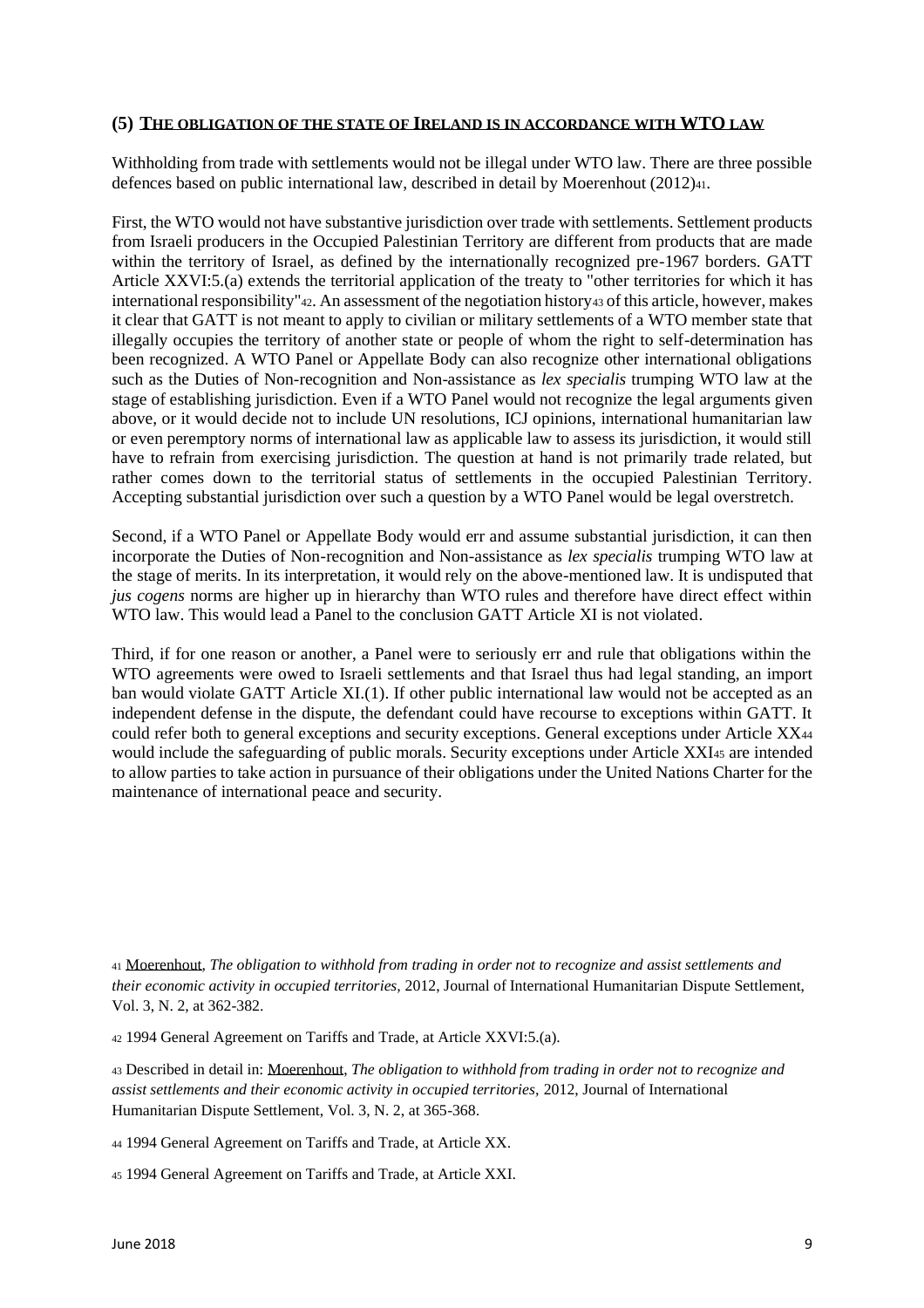## (5) THE OBLIGATION OF THE STATE OF IRELAND IS IN ACCORDANCE WITH WTO LAW

Withholding from trade with settlements would not be illegal under WTO law. There are three possible defences based on public international law, described in detail by Moerenhout (2012)[41].

First, the WTO would not have substantive jurisdiction over trade with settlements. Settlement products from Israeli producers in the Occupied Palestinian Territory are different from products that are made within the territory of Israel, as defined by the internationally recognized pre-1967 borders. GATT Article XXVI:5.(a) extends the territorial application of the treaty to "other territories for which it has international responsibility"[42]. An assessment of the negotiation history[43] of this article, however, makes it clear that GATT is not meant to apply to civilian or military settlements of a WTO member state that illegally occupies the territory of another state or people of whom the right to self-determination has been recognized. A WTO Panel or Appellate Body can also recognize other international obligations such as the Duties of Non-recognition and Non-assistance as *lex specialis* trumping WTO law at the stage of establishing jurisdiction. Even if a WTO Panel would not recognize the legal arguments given above, or it would decide not to include UN resolutions, ICJ opinions, international humanitarian law or even peremptory norms of international law as applicable law to assess its jurisdiction, it would still have to refrain from exercising jurisdiction. The question at hand is not primarily trade related, but rather comes down to the territorial status of settlements in the occupied Palestinian Territory. Accepting substantial jurisdiction over such a question by a WTO Panel would be legal overstretch.

Second, if a WTO Panel or Appellate Body would err and assume substantial jurisdiction, it can then incorporate the Duties of Non-recognition and Non-assistance as *lex specialis* trumping WTO law at the stage of merits. In its interpretation, it would rely on the above-mentioned law. It is undisputed that *jus cogens* norms are higher up in hierarchy than WTO rules and therefore have direct effect within WTO law. This would lead a Panel to the conclusion GATT Article XI is not violated.

Third, if for one reason or another, a Panel were to seriously err and rule that obligations within the WTO agreements were owed to Israeli settlements and that Israel thus had legal standing, an import ban would violate GATT Article XI.(1). If other public international law would not be accepted as an independent defense in the dispute, the defendant could have recourse to exceptions within GATT. It could refer both to general exceptions and security exceptions. General exceptions under Article XX[44] would include the safeguarding of public morals. Security exceptions under Article XXI[45] are intended to allow parties to take action in pursuance of their obligations under the United Nations Charter for the maintenance of international peace and security.

---

[41] Moerenhout, *The obligation to withhold from trading in order not to recognize and assist settlements and their economic activity in occupied territories,* 2012, Journal of International Humanitarian Dispute Settlement, Vol. 3, N. 2, at 362-382.

[42] 1994 General Agreement on Tariffs and Trade, at Article XXVI:5.(a).

[43] Described in detail in: Moerenhout, *The obligation to withhold from trading in order not to recognize and assist settlements and their economic activity in occupied territories,* 2012, Journal of International Humanitarian Dispute Settlement, Vol. 3, N. 2, at 365-368.

[44] 1994 General Agreement on Tariffs and Trade, at Article XX.

[45] 1994 General Agreement on Tariffs and Trade, at Article XXI.

June 2018